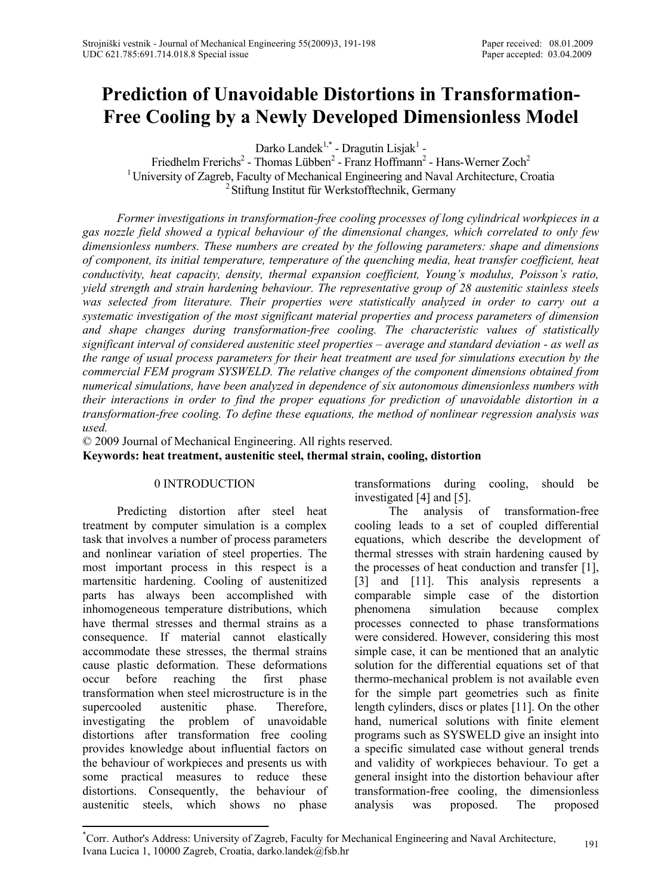Paper received: 08.01.2009
Paper accepted: 03.04.2009

UDC 621.785:691.714.018.8 Special issue

# Prediction of Unavoidable Distortions in Transformation-Free Cooling by a Newly Developed Dimensionless Model

Darko Landek[1,*] - Dragutin Lisjak[1] -
Friedhelm Frerichs[2] - Thomas Lübben[2] - Franz Hoffmann[2] - Hans-Werner Zoch[2]

[1] University of Zagreb, Faculty of Mechanical Engineering and Naval Architecture, Croatia
[2] Stiftung Institut für Werkstofftechnik, Germany

*Former investigations in transformation-free cooling processes of long cylindrical workpieces in a gas nozzle field showed a typical behaviour of the dimensional changes, which correlated to only few dimensionless numbers. These numbers are created by the following parameters: shape and dimensions of component, its initial temperature, temperature of the quenching media, heat transfer coefficient, heat conductivity, heat capacity, density, thermal expansion coefficient, Young's modulus, Poisson's ratio, yield strength and strain hardening behaviour. The representative group of 28 austenitic stainless steels was selected from literature. Their properties were statistically analyzed in order to carry out a systematic investigation of the most significant material properties and process parameters of dimension and shape changes during transformation-free cooling. The characteristic values of statistically significant interval of considered austenitic steel properties – average and standard deviation - as well as the range of usual process parameters for their heat treatment are used for simulations execution by the commercial FEM program SYSWELD. The relative changes of the component dimensions obtained from numerical simulations, have been analyzed in dependence of six autonomous dimensionless numbers with their interactions in order to find the proper equations for prediction of unavoidable distortion in a transformation-free cooling. To define these equations, the method of nonlinear regression analysis was used.*

© 2009 Journal of Mechanical Engineering. All rights reserved.

**Keywords: heat treatment, austenitic steel, thermal strain, cooling, distortion**

## 0 INTRODUCTION

Predicting distortion after steel heat treatment by computer simulation is a complex task that involves a number of process parameters and nonlinear variation of steel properties. The most important process in this respect is a martensitic hardening. Cooling of austenitized parts has always been accomplished with inhomogeneous temperature distributions, which have thermal stresses and thermal strains as a consequence. If material cannot elastically accommodate these stresses, the thermal strains cause plastic deformation. These deformations occur before reaching the first phase transformation when steel microstructure is in the supercooled austenitic phase. Therefore, investigating the problem of unavoidable distortions after transformation free cooling provides knowledge about influential factors on the behaviour of workpieces and presents us with some practical measures to reduce these distortions. Consequently, the behaviour of austenitic steels, which shows no phase transformations during cooling, should be investigated [4] and [5].

The analysis of transformation-free cooling leads to a set of coupled differential equations, which describe the development of thermal stresses with strain hardening caused by the processes of heat conduction and transfer [1], [3] and [11]. This analysis represents a comparable simple case of the distortion phenomena simulation because complex processes connected to phase transformations were considered. However, considering this most simple case, it can be mentioned that an analytic solution for the differential equations set of that thermo-mechanical problem is not available even for the simple part geometries such as finite length cylinders, discs or plates [11]. On the other hand, numerical solutions with finite element programs such as SYSWELD give an insight into a specific simulated case without general trends and validity of workpieces behaviour. To get a general insight into the distortion behaviour after transformation-free cooling, the dimensionless analysis was proposed. The proposed

[*] Corr. Author's Address: University of Zagreb, Faculty for Mechanical Engineering and Naval Architecture, Ivana Lucica 1, 10000 Zagreb, Croatia, darko.landek@fsb.hr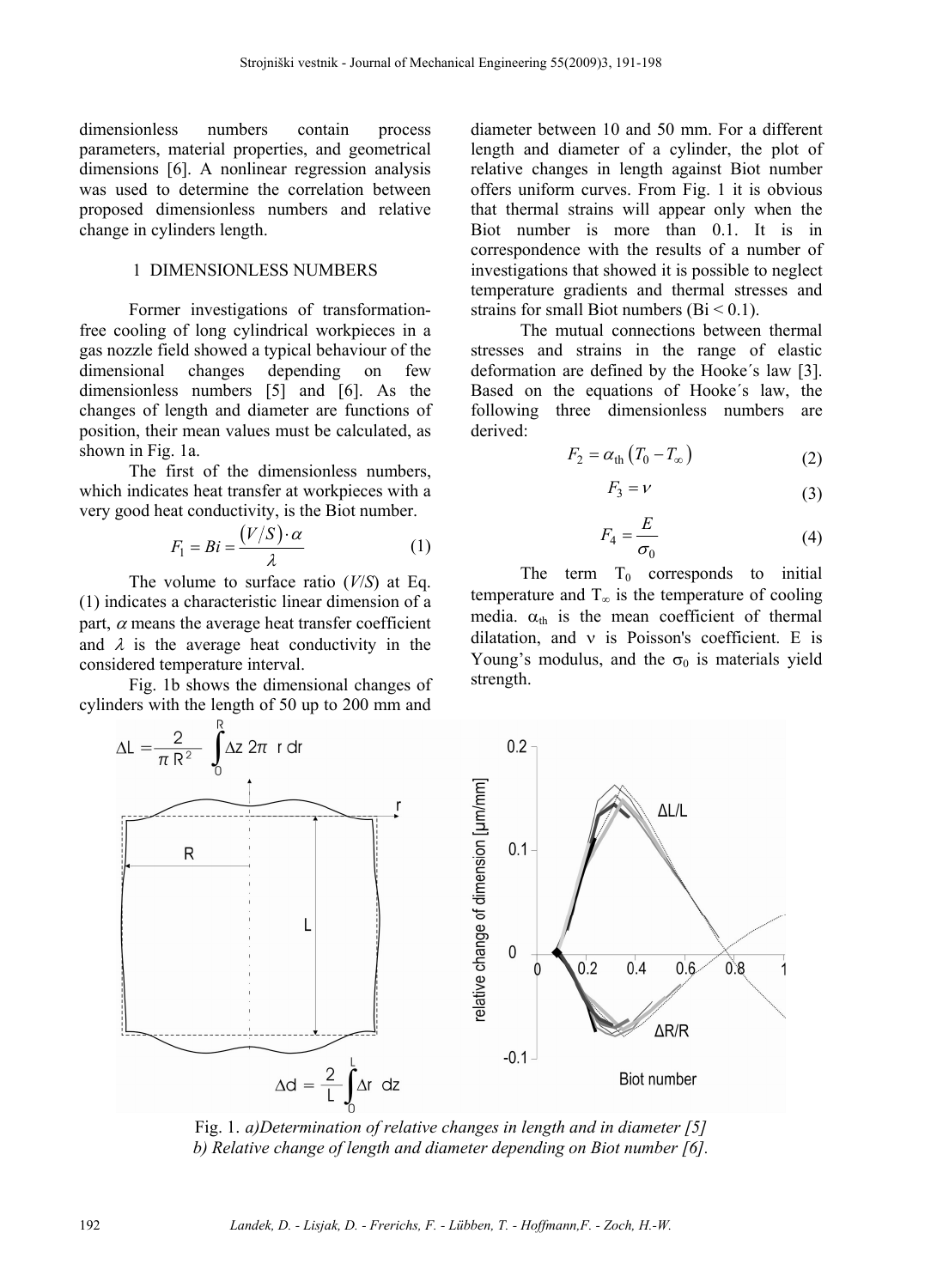dimensionless numbers contain process parameters, material properties, and geometrical dimensions [6]. A nonlinear regression analysis was used to determine the correlation between proposed dimensionless numbers and relative change in cylinders length.

## 1 DIMENSIONLESS NUMBERS

Former investigations of transformation-free cooling of long cylindrical workpieces in a gas nozzle field showed a typical behaviour of the dimensional changes depending on few dimensionless numbers [5] and [6]. As the changes of length and diameter are functions of position, their mean values must be calculated, as shown in Fig. 1a.

The first of the dimensionless numbers, which indicates heat transfer at workpieces with a very good heat conductivity, is the Biot number.

$$F_1 = Bi = \frac{(V/S)\cdot\alpha}{\lambda} \tag{1}$$

The volume to surface ratio ($V/S$) at Eq. (1) indicates a characteristic linear dimension of a part, $\alpha$ means the average heat transfer coefficient and $\lambda$ is the average heat conductivity in the considered temperature interval.

Fig. 1b shows the dimensional changes of cylinders with the length of 50 up to 200 mm and diameter between 10 and 50 mm. For a different length and diameter of a cylinder, the plot of relative changes in length against Biot number offers uniform curves. From Fig. 1 it is obvious that thermal strains will appear only when the Biot number is more than 0.1. It is in correspondence with the results of a number of investigations that showed it is possible to neglect temperature gradients and thermal stresses and strains for small Biot numbers (Bi < 0.1).

The mutual connections between thermal stresses and strains in the range of elastic deformation are defined by the Hooke´s law [3]. Based on the equations of Hooke´s law, the following three dimensionless numbers are derived:

$$F_2 = \alpha_{\text{th}}\left(T_0 - T_\infty\right) \tag{2}$$

$$F_3 = \nu \tag{3}$$

$$F_4 = \frac{E}{\sigma_0} \tag{4}$$

The term $T_0$ corresponds to initial temperature and $T_\infty$ is the temperature of cooling media. $\alpha_{th}$ is the mean coefficient of thermal dilatation, and $\nu$ is Poisson's coefficient. E is Young's modulus, and the $\sigma_0$ is materials yield strength.

$$\Delta L = \frac{2}{\pi R^2}\int_0^R \Delta z\, 2\pi\, r\, dr$$

$$\Delta d = \frac{2}{L}\int_0^L \Delta r\, dz$$

Fig. 1. *a)Determination of relative changes in length and in diameter [5]*
*b) Relative change of length and diameter depending on Biot number [6].*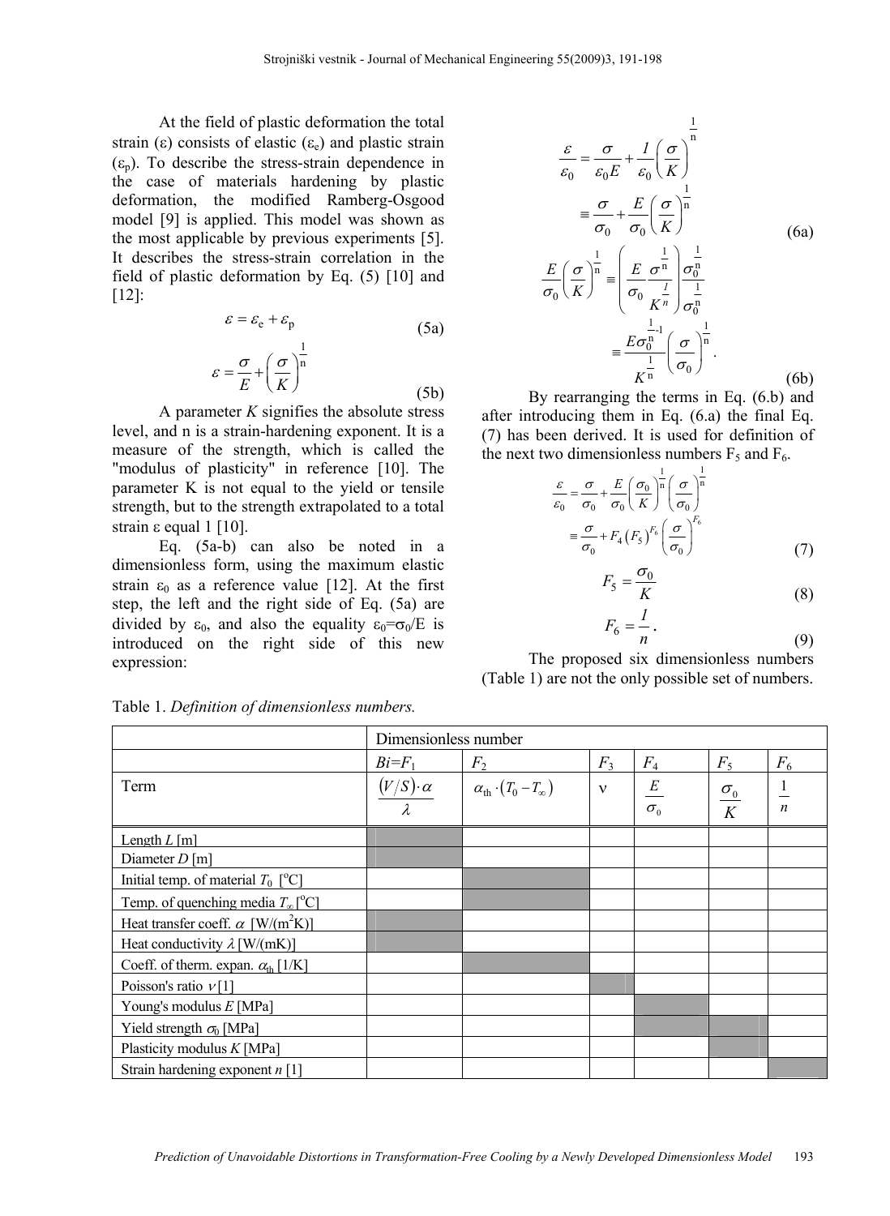At the field of plastic deformation the total strain ($\varepsilon$) consists of elastic ($\varepsilon_e$) and plastic strain ($\varepsilon_p$). To describe the stress-strain dependence in the case of materials hardening by plastic deformation, the modified Ramberg-Osgood model [9] is applied. This model was shown as the most applicable by previous experiments [5]. It describes the stress-strain correlation in the field of plastic deformation by Eq. (5) [10] and [12]:

$$\varepsilon = \varepsilon_e + \varepsilon_p \tag{5a}$$

$$\varepsilon = \frac{\sigma}{E} + \left(\frac{\sigma}{K}\right)^{\frac{1}{n}} \tag{5b}$$

A parameter $K$ signifies the absolute stress level, and n is a strain-hardening exponent. It is a measure of the strength, which is called the "modulus of plasticity" in reference [10]. The parameter K is not equal to the yield or tensile strength, but to the strength extrapolated to a total strain $\varepsilon$ equal 1 [10].

Eq. (5a-b) can also be noted in a dimensionless form, using the maximum elastic strain $\varepsilon_0$ as a reference value [12]. At the first step, the left and the right side of Eq. (5a) are divided by $\varepsilon_0$, and also the equality $\varepsilon_0 = \sigma_0/E$ is introduced on the right side of this new expression:

$$\frac{\varepsilon}{\varepsilon_0} = \frac{\sigma}{\varepsilon_0 E} + \frac{1}{\varepsilon_0}\left(\frac{\sigma}{K}\right)^{\frac{1}{n}} \equiv \frac{\sigma}{\sigma_0} + \frac{E}{\sigma_0}\left(\frac{\sigma}{K}\right)^{\frac{1}{n}} \tag{6a}$$

$$\frac{E}{\sigma_0}\left(\frac{\sigma}{K}\right)^{\frac{1}{n}} \equiv \left(\frac{E}{\sigma_0}\frac{\sigma^{\frac{1}{n}}}{K^{\frac{1}{n}}}\right)\frac{\sigma_0^{\frac{1}{n}}}{\sigma_0^{\frac{1}{n}}} \equiv \frac{E\sigma_0^{\frac{1}{n}-1}}{K^{\frac{1}{n}}}\left(\frac{\sigma}{\sigma_0}\right)^{\frac{1}{n}}. \tag{6b}$$

By rearranging the terms in Eq. (6.b) and after introducing them in Eq. (6.a) the final Eq. (7) has been derived. It is used for definition of the next two dimensionless numbers $F_5$ and $F_6$.

$$\frac{\varepsilon}{\varepsilon_0} = \frac{\sigma}{\sigma_0} + \frac{E}{\sigma_0}\left(\frac{\sigma_0}{K}\right)^{\frac{1}{n}}\left(\frac{\sigma}{\sigma_0}\right)^{\frac{1}{n}} \equiv \frac{\sigma}{\sigma_0} + F_4\left(F_5\right)^{F_6}\left(\frac{\sigma}{\sigma_0}\right)^{F_6} \tag{7}$$

$$F_5 = \frac{\sigma_0}{K} \tag{8}$$

$$F_6 = \frac{1}{n}. \tag{9}$$

The proposed six dimensionless numbers (Table 1) are not the only possible set of numbers.

Table 1. *Definition of dimensionless numbers.*

| | Dimensionless number | | | | | |
|---|---|---|---|---|---|---|
| | $Bi=F_1$ | $F_2$ | $F_3$ | $F_4$ | $F_5$ | $F_6$ |
| Term | $\frac{(V/S)\cdot\alpha}{\lambda}$ | $\alpha_{th}\cdot(T_0 - T_\infty)$ | $\nu$ | $\frac{E}{\sigma_0}$ | $\frac{\sigma_0}{K}$ | $\frac{1}{n}$ |
| Length $L$ [m] | ■ | | | | | |
| Diameter $D$ [m] | ■ | | | | | |
| Initial temp. of material $T_0$ [°C] | | ■ | | | | |
| Temp. of quenching media $T_\infty$ [°C] | | ■ | | | | |
| Heat transfer coeff. $\alpha$ [W/(m²K)] | ■ | | | | | |
| Heat conductivity $\lambda$ [W/(mK)] | ■ | | | | | |
| Coeff. of therm. expan. $\alpha_{th}$ [1/K] | | ■ | | | | |
| Poisson's ratio $\nu$ [1] | | | ■ | | | |
| Young's modulus $E$ [MPa] | | | | ■ | | |
| Yield strength $\sigma_0$ [MPa] | | | | ■ | ■ | |
| Plasticity modulus $K$ [MPa] | | | | | ■ | |
| Strain hardening exponent $n$ [1] | | | | | | ■ |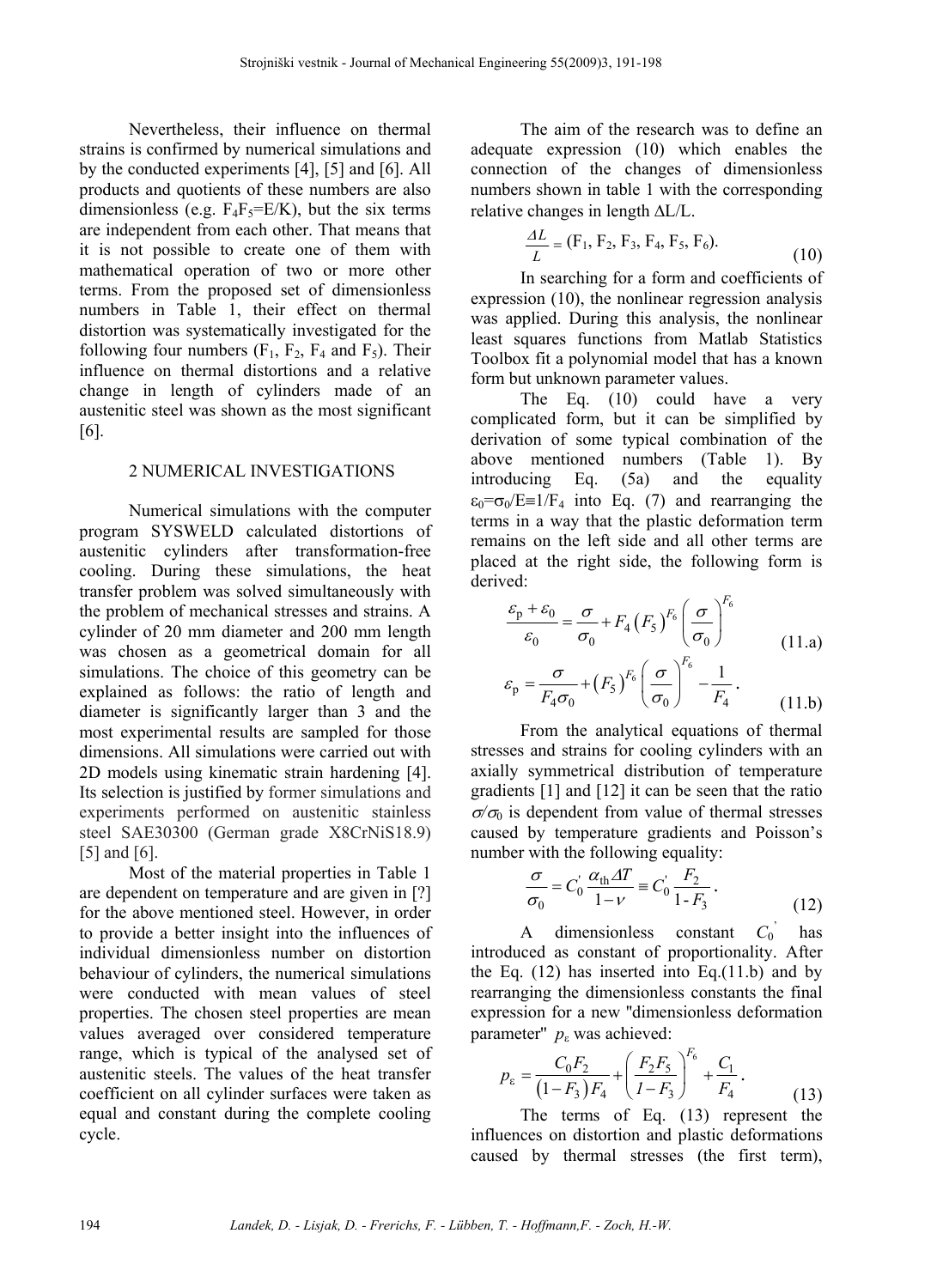Nevertheless, their influence on thermal strains is confirmed by numerical simulations and by the conducted experiments [4], [5] and [6]. All products and quotients of these numbers are also dimensionless (e.g. $F_4F_5$=E/K), but the six terms are independent from each other. That means that it is not possible to create one of them with mathematical operation of two or more other terms. From the proposed set of dimensionless numbers in Table 1, their effect on thermal distortion was systematically investigated for the following four numbers ($F_1$, $F_2$, $F_4$ and $F_5$). Their influence on thermal distortions and a relative change in length of cylinders made of an austenitic steel was shown as the most significant [6].

## 2 NUMERICAL INVESTIGATIONS

Numerical simulations with the computer program SYSWELD calculated distortions of austenitic cylinders after transformation-free cooling. During these simulations, the heat transfer problem was solved simultaneously with the problem of mechanical stresses and strains. A cylinder of 20 mm diameter and 200 mm length was chosen as a geometrical domain for all simulations. The choice of this geometry can be explained as follows: the ratio of length and diameter is significantly larger than 3 and the most experimental results are sampled for those dimensions. All simulations were carried out with 2D models using kinematic strain hardening [4]. Its selection is justified by former simulations and experiments performed on austenitic stainless steel SAE30300 (German grade X8CrNiS18.9) [5] and [6].

Most of the material properties in Table 1 are dependent on temperature and are given in [?] for the above mentioned steel. However, in order to provide a better insight into the influences of individual dimensionless number on distortion behaviour of cylinders, the numerical simulations were conducted with mean values of steel properties. The chosen steel properties are mean values averaged over considered temperature range, which is typical of the analysed set of austenitic steels. The values of the heat transfer coefficient on all cylinder surfaces were taken as equal and constant during the complete cooling cycle.

The aim of the research was to define an adequate expression (10) which enables the connection of the changes of dimensionless numbers shown in table 1 with the corresponding relative changes in length ΔL/L.

$$\frac{\Delta L}{L} = (F_1, F_2, F_3, F_4, F_5, F_6). \tag{10}$$

In searching for a form and coefficients of expression (10), the nonlinear regression analysis was applied. During this analysis, the nonlinear least squares functions from Matlab Statistics Toolbox fit a polynomial model that has a known form but unknown parameter values.

The Eq. (10) could have a very complicated form, but it can be simplified by derivation of some typical combination of the above mentioned numbers (Table 1). By introducing Eq. (5a) and the equality $\varepsilon_0=\sigma_0/E\equiv 1/F_4$ into Eq. (7) and rearranging the terms in a way that the plastic deformation term remains on the left side and all other terms are placed at the right side, the following form is derived:

$$\frac{\varepsilon_p + \varepsilon_0}{\varepsilon_0} = \frac{\sigma}{\sigma_0} + F_4\left(F_5\right)^{F_6}\left(\frac{\sigma}{\sigma_0}\right)^{F_6} \tag{11.a}$$

$$\varepsilon_p = \frac{\sigma}{F_4\sigma_0} + \left(F_5\right)^{F_6}\left(\frac{\sigma}{\sigma_0}\right)^{F_6} - \frac{1}{F_4}. \tag{11.b}$$

From the analytical equations of thermal stresses and strains for cooling cylinders with an axially symmetrical distribution of temperature gradients [1] and [12] it can be seen that the ratio $\sigma/\sigma_0$ is dependent from value of thermal stresses caused by temperature gradients and Poisson's number with the following equality:

$$\frac{\sigma}{\sigma_0} = C_0' \frac{\alpha_{th}\Delta T}{1-\nu} \equiv C_0' \frac{F_2}{1-F_3}. \tag{12}$$

A dimensionless constant $C_0'$ has introduced as constant of proportionality. After the Eq. (12) has inserted into Eq.(11.b) and by rearranging the dimensionless constants the final expression for a new "dimensionless deformation parameter" $p_\varepsilon$ was achieved:

$$p_\varepsilon = \frac{C_0 F_2}{\left(1-F_3\right)F_4} + \left(\frac{F_2F_5}{1-F_3}\right)^{F_6} + \frac{C_1}{F_4}. \tag{13}$$

The terms of Eq. (13) represent the influences on distortion and plastic deformations caused by thermal stresses (the first term),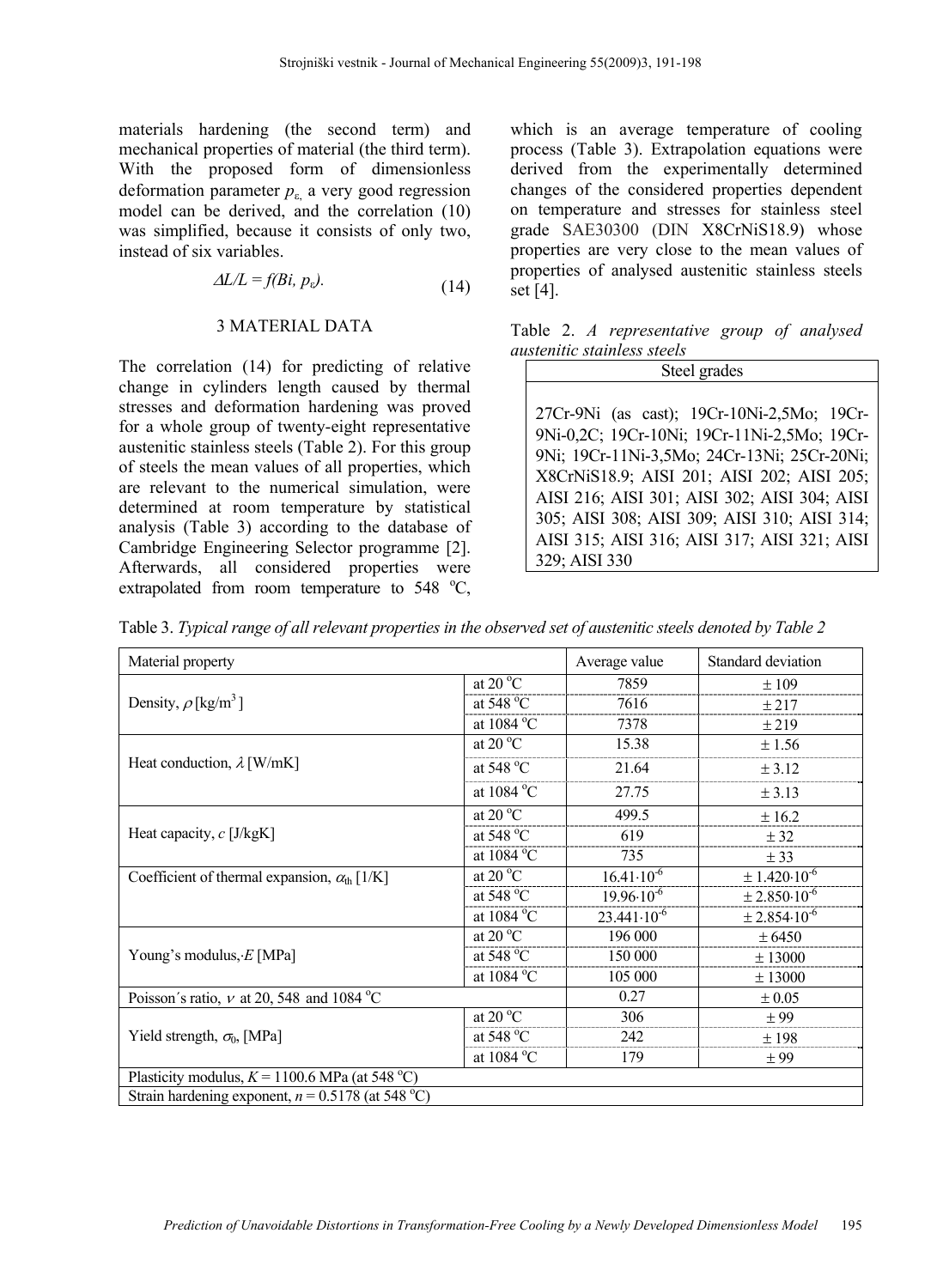materials hardening (the second term) and mechanical properties of material (the third term). With the proposed form of dimensionless deformation parameter $p_{\varepsilon}$, a very good regression model can be derived, and the correlation (10) was simplified, because it consists of only two, instead of six variables.

$$\Delta L/L = f(Bi, p_{\varepsilon}). \tag{14}$$

## 3 MATERIAL DATA

The correlation (14) for predicting of relative change in cylinders length caused by thermal stresses and deformation hardening was proved for a whole group of twenty-eight representative austenitic stainless steels (Table 2). For this group of steels the mean values of all properties, which are relevant to the numerical simulation, were determined at room temperature by statistical analysis (Table 3) according to the database of Cambridge Engineering Selector programme [2]. Afterwards, all considered properties were extrapolated from room temperature to 548 °C, which is an average temperature of cooling process (Table 3). Extrapolation equations were derived from the experimentally determined changes of the considered properties dependent on temperature and stresses for stainless steel grade SAE30300 (DIN X8CrNiS18.9) whose properties are very close to the mean values of properties of analysed austenitic stainless steels set [4].

Table 2. *A representative group of analysed austenitic stainless steels*

| Steel grades |
|---|
| 27Cr-9Ni (as cast); 19Cr-10Ni-2,5Mo; 19Cr-9Ni-0,2C; 19Cr-10Ni; 19Cr-11Ni-2,5Mo; 19Cr-9Ni; 19Cr-11Ni-3,5Mo; 24Cr-13Ni; 25Cr-20Ni; X8CrNiS18.9; AISI 201; AISI 202; AISI 205; AISI 216; AISI 301; AISI 302; AISI 304; AISI 305; AISI 308; AISI 309; AISI 310; AISI 314; AISI 315; AISI 316; AISI 317; AISI 321; AISI 329; AISI 330 |

Table 3. *Typical range of all relevant properties in the observed set of austenitic steels denoted by Table 2*

| Material property | | Average value | Standard deviation |
|---|---|---|---|
| Density, $\rho$ [kg/m$^3$] | at 20 °C | 7859 | ± 109 |
| | at 548 °C | 7616 | ± 217 |
| | at 1084 °C | 7378 | ± 219 |
| Heat conduction, $\lambda$ [W/mK] | at 20 °C | 15.38 | ± 1.56 |
| | at 548 °C | 21.64 | ± 3.12 |
| | at 1084 °C | 27.75 | ± 3.13 |
| Heat capacity, $c$ [J/kgK] | at 20 °C | 499.5 | ± 16.2 |
| | at 548 °C | 619 | ± 32 |
| | at 1084 °C | 735 | ± 33 |
| Coefficient of thermal expansion, $\alpha_{th}$ [1/K] | at 20 °C | $16.41\cdot10^{-6}$ | $\pm 1.420\cdot10^{-6}$ |
| | at 548 °C | $19.96\cdot10^{-6}$ | $\pm 2.850\cdot10^{-6}$ |
| | at 1084 °C | $23.441\cdot10^{-6}$ | $\pm 2.854\cdot10^{-6}$ |
| Young's modulus, $E$ [MPa] | at 20 °C | 196 000 | ± 6450 |
| | at 548 °C | 150 000 | ± 13000 |
| | at 1084 °C | 105 000 | ± 13000 |
| Poisson´s ratio, $\nu$ at 20, 548 and 1084 °C | | 0.27 | ± 0.05 |
| Yield strength, $\sigma_0$, [MPa] | at 20 °C | 306 | ± 99 |
| | at 548 °C | 242 | ± 198 |
| | at 1084 °C | 179 | ± 99 |
| Plasticity modulus, $K$ = 1100.6 MPa (at 548 °C) | | | |
| Strain hardening exponent, $n$ = 0.5178 (at 548 °C) | | | |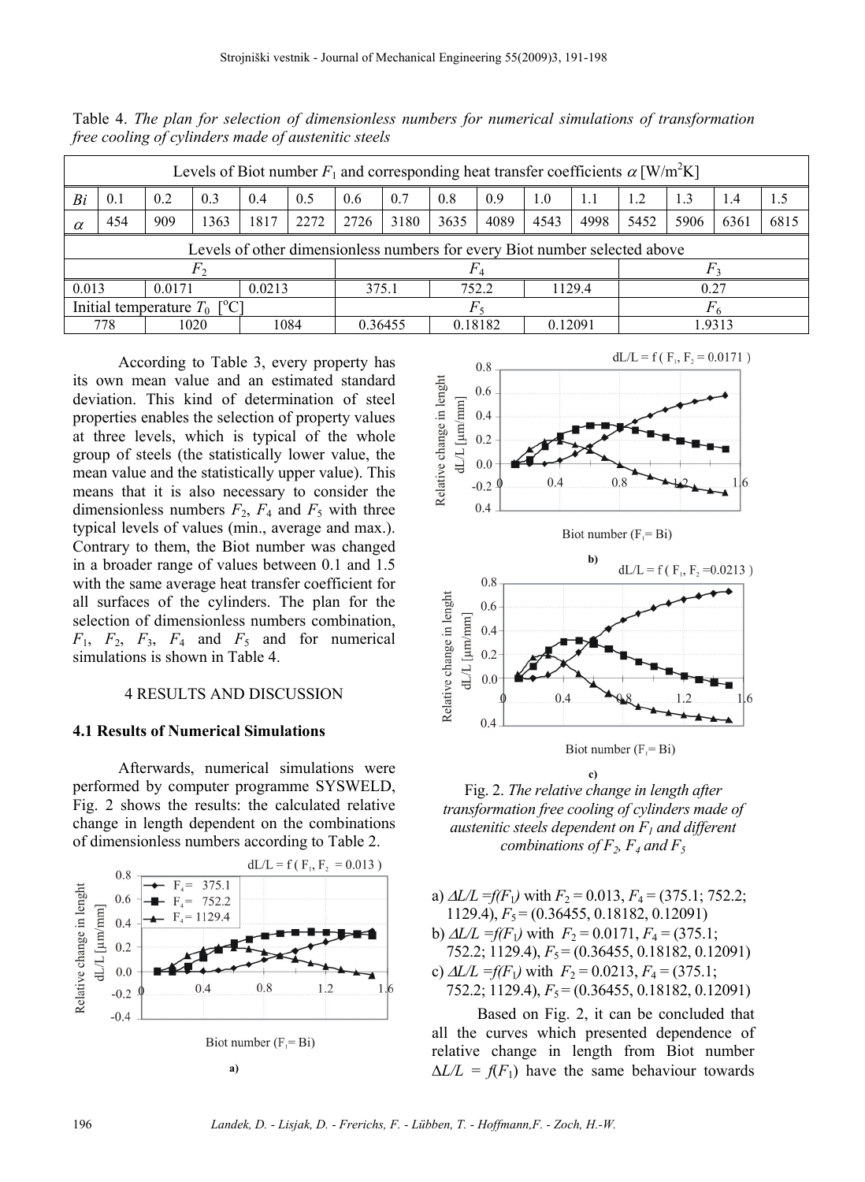Table 4. *The plan for selection of dimensionless numbers for numerical simulations of transformation free cooling of cylinders made of austenitic steels*

| Levels of Biot number $F_1$ and corresponding heat transfer coefficients $\alpha$ [W/m$^2$K] | | | | | | | | | | | | | | | |
|---|---|---|---|---|---|---|---|---|---|---|---|---|---|---|---|
| $Bi$ | 0.1 | 0.2 | 0.3 | 0.4 | 0.5 | 0.6 | 0.7 | 0.8 | 0.9 | 1.0 | 1.1 | 1.2 | 1.3 | 1.4 | 1.5 |
| $\alpha$ | 454 | 909 | 1363 | 1817 | 2272 | 2726 | 3180 | 3635 | 4089 | 4543 | 4998 | 5452 | 5906 | 6361 | 6815 |

| Levels of other dimensionless numbers for every Biot number selected above | | | | | | |
|---|---|---|---|---|---|---|
| $F_2$ | | | $F_4$ | | | $F_3$ |
| 0.013 | 0.0171 | 0.0213 | 375.1 | 752.2 | 1129.4 | 0.27 |
| Initial temperature $T_0$ [°C] | | | $F_5$ | | | $F_6$ |
| 778 | 1020 | 1084 | 0.36455 | 0.18182 | 0.12091 | 1.9313 |

According to Table 3, every property has its own mean value and an estimated standard deviation. This kind of determination of steel properties enables the selection of property values at three levels, which is typical of the whole group of steels (the statistically lower value, the mean value and the statistically upper value). This means that it is also necessary to consider the dimensionless numbers $F_2$, $F_4$ and $F_5$ with three typical levels of values (min., average and max.). Contrary to them, the Biot number was changed in a broader range of values between 0.1 and 1.5 with the same average heat transfer coefficient for all surfaces of the cylinders. The plan for the selection of dimensionless numbers combination, $F_1$, $F_2$, $F_3$, $F_4$ and $F_5$ and for numerical simulations is shown in Table 4.

## 4 RESULTS AND DISCUSSION

### 4.1 Results of Numerical Simulations

Afterwards, numerical simulations were performed by computer programme SYSWELD, Fig. 2 shows the results: the calculated relative change in length dependent on the combinations of dimensionless numbers according to Table 2.

Fig. 2. *The relative change in length after transformation free cooling of cylinders made of austenitic steels dependent on $F_1$ and different combinations of $F_2$, $F_4$ and $F_5$*

a) $\Delta L/L = f(F_1)$ with $F_2$ = 0.013, $F_4$ = (375.1; 752.2; 1129.4), $F_5$ = (0.36455, 0.18182, 0.12091)
b) $\Delta L/L = f(F_1)$ with $F_2$ = 0.0171, $F_4$ = (375.1; 752.2; 1129.4), $F_5$ = (0.36455, 0.18182, 0.12091)
c) $\Delta L/L = f(F_1)$ with $F_2$ = 0.0213, $F_4$ = (375.1; 752.2; 1129.4), $F_5$ = (0.36455, 0.18182, 0.12091)

Based on Fig. 2, it can be concluded that all the curves which presented dependence of relative change in length from Biot number $\Delta L/L = f(F_1)$ have the same behaviour towards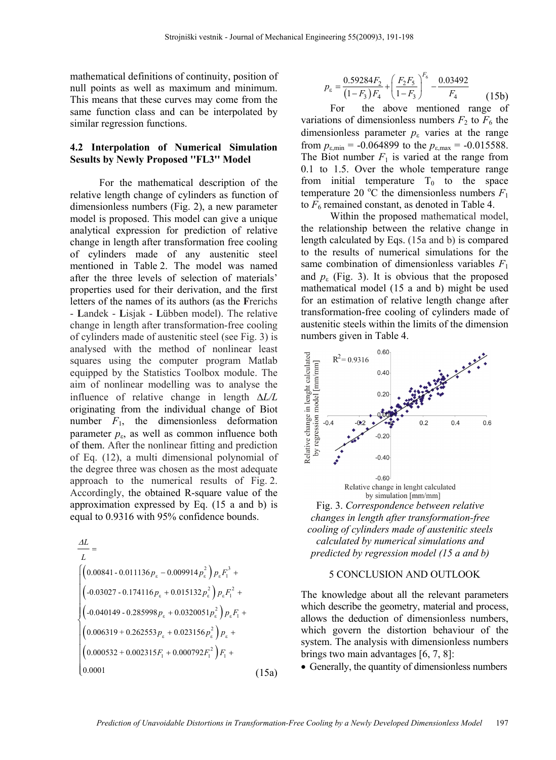mathematical definitions of continuity, position of null points as well as maximum and minimum. This means that these curves may come from the same function class and can be interpolated by similar regression functions.

### 4.2 Interpolation of Numerical Simulation Sesults by Newly Proposed "FL3" Model

For the mathematical description of the relative length change of cylinders as function of dimensionless numbers (Fig. 2), a new parameter model is proposed. This model can give a unique analytical expression for prediction of relative change in length after transformation free cooling of cylinders made of any austenitic steel mentioned in Table 2. The model was named after the three levels of selection of materials' properties used for their derivation, and the first letters of the names of its authors (as the **F**rerichs - **L**andek - **L**isjak - **L**übben model). The relative change in length after transformation-free cooling of cylinders made of austenitic steel (see Fig. 3) is analysed with the method of nonlinear least squares using the computer program Matlab equipped by the Statistics Toolbox module. The aim of nonlinear modelling was to analyse the influence of relative change in length $\Delta L/L$ originating from the individual change of Biot number $F_1$, the dimensionless deformation parameter $p_\varepsilon$, as well as common influence both of them. After the nonlinear fitting and prediction of Eq. (12), a multi dimensional polynomial of the degree three was chosen as the most adequate approach to the numerical results of Fig. 2. Accordingly, the obtained R-square value of the approximation expressed by Eq. (15 a and b) is equal to 0.9316 with 95% confidence bounds.

$$\frac{\Delta L}{L} = \begin{cases} \left(0.00841 - 0.011136\,p_\varepsilon - 0.009914\,p_\varepsilon^2\right) p_\varepsilon F_1^3 + \\ \left(-0.03027 - 0.174116\,p_\varepsilon + 0.015132\,p_\varepsilon^2\right) p_\varepsilon F_1^2 + \\ \left(-0.040149 - 0.285998\,p_\varepsilon + 0.0320051\,p_\varepsilon^2\right) p_\varepsilon F_1 + \\ \left(0.006319 + 0.262553\,p_\varepsilon + 0.023156\,p_\varepsilon^2\right) p_\varepsilon + \\ \left(0.000532 + 0.002315 F_1 + 0.000792 F_1^2\right) F_1 + \\ 0.0001 \end{cases} \quad (15a)$$

$$p_\varepsilon = \frac{0.59284 F_2}{\left(1-F_3\right) F_4} + \left(\frac{F_2 F_5}{1-F_3}\right)^{F_6} - \frac{0.03492}{F_4} \quad (15b)$$

For the above mentioned range of variations of dimensionless numbers $F_2$ to $F_6$ the dimensionless parameter $p_\varepsilon$ varies at the range from $p_{\varepsilon,\min} = -0.064899$ to the $p_{\varepsilon,\max} = -0.015588$. The Biot number $F_1$ is varied at the range from 0.1 to 1.5. Over the whole temperature range from initial temperature $T_0$ to the space temperature 20 °C the dimensionless numbers $F_1$ to $F_6$ remained constant, as denoted in Table 4.

Within the proposed mathematical model, the relationship between the relative change in length calculated by Eqs. (15a and b) is compared to the results of numerical simulations for the same combination of dimensionless variables $F_1$ and $p_\varepsilon$ (Fig. 3). It is obvious that the proposed mathematical model (15 a and b) might be used for an estimation of relative length change after transformation-free cooling of cylinders made of austenitic steels within the limits of the dimension numbers given in Table 4.

Fig. 3. *Correspondence between relative changes in length after transformation-free cooling of cylinders made of austenitic steels calculated by numerical simulations and predicted by regression model (15 a and b)*

## 5 CONCLUSION AND OUTLOOK

The knowledge about all the relevant parameters which describe the geometry, material and process, allows the deduction of dimensionless numbers, which govern the distortion behaviour of the system. The analysis with dimensionless numbers brings two main advantages [6, 7, 8]:

- Generally, the quantity of dimensionless numbers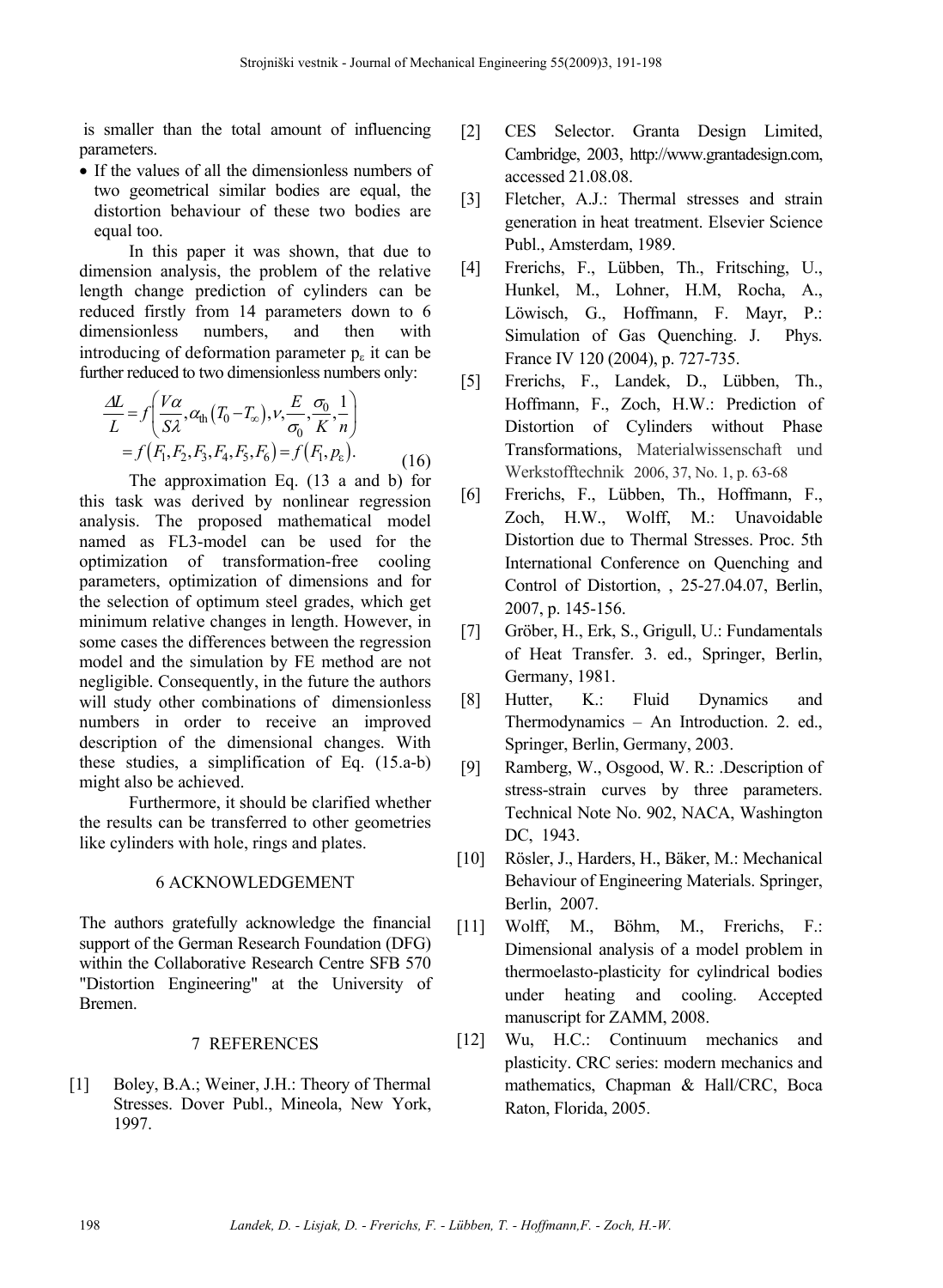is smaller than the total amount of influencing parameters.

- If the values of all the dimensionless numbers of two geometrical similar bodies are equal, the distortion behaviour of these two bodies are equal too.

In this paper it was shown, that due to dimension analysis, the problem of the relative length change prediction of cylinders can be reduced firstly from 14 parameters down to 6 dimensionless numbers, and then with introducing of deformation parameter $p_\varepsilon$ it can be further reduced to two dimensionless numbers only:

$$\frac{\Delta L}{L} = f\left(\frac{V\alpha}{S\lambda}, \alpha_{\text{th}}\left(T_0 - T_\infty\right), \nu, \frac{E}{\sigma_0}, \frac{\sigma_0}{K}, \frac{1}{n}\right) = f\left(F_1, F_2, F_3, F_4, F_5, F_6\right) = f\left(F_1, p_\varepsilon\right). \tag{16}$$

The approximation Eq. (13 a and b) for this task was derived by nonlinear regression analysis. The proposed mathematical model named as FL3-model can be used for the optimization of transformation-free cooling parameters, optimization of dimensions and for the selection of optimum steel grades, which get minimum relative changes in length. However, in some cases the differences between the regression model and the simulation by FE method are not negligible. Consequently, in the future the authors will study other combinations of dimensionless numbers in order to receive an improved description of the dimensional changes. With these studies, a simplification of Eq. (15.a-b) might also be achieved.

Furthermore, it should be clarified whether the results can be transferred to other geometries like cylinders with hole, rings and plates.

## 6 ACKNOWLEDGEMENT

The authors gratefully acknowledge the financial support of the German Research Foundation (DFG) within the Collaborative Research Centre SFB 570 "Distortion Engineering" at the University of Bremen.

## 7 REFERENCES

[1] Boley, B.A.; Weiner, J.H.: Theory of Thermal Stresses. Dover Publ., Mineola, New York, 1997.

[2] CES Selector. Granta Design Limited, Cambridge, 2003, http://www.grantadesign.com, accessed 21.08.08.

[3] Fletcher, A.J.: Thermal stresses and strain generation in heat treatment. Elsevier Science Publ., Amsterdam, 1989.

[4] Frerichs, F., Lübben, Th., Fritsching, U., Hunkel, M., Lohner, H.M, Rocha, A., Löwisch, G., Hoffmann, F. Mayr, P.: Simulation of Gas Quenching. J. Phys. France IV 120 (2004), p. 727-735.

[5] Frerichs, F., Landek, D., Lübben, Th., Hoffmann, F., Zoch, H.W.: Prediction of Distortion of Cylinders without Phase Transformations, Materialwissenschaft und Werkstofftechnik 2006, 37, No. 1, p. 63-68

[6] Frerichs, F., Lübben, Th., Hoffmann, F., Zoch, H.W., Wolff, M.: Unavoidable Distortion due to Thermal Stresses. Proc. 5th International Conference on Quenching and Control of Distortion, , 25-27.04.07, Berlin, 2007, p. 145-156.

[7] Gröber, H., Erk, S., Grigull, U.: Fundamentals of Heat Transfer. 3. ed., Springer, Berlin, Germany, 1981.

[8] Hutter, K.: Fluid Dynamics and Thermodynamics – An Introduction. 2. ed., Springer, Berlin, Germany, 2003.

[9] Ramberg, W., Osgood, W. R.: .Description of stress-strain curves by three parameters. Technical Note No. 902, NACA, Washington DC, 1943.

[10] Rösler, J., Harders, H., Bäker, M.: Mechanical Behaviour of Engineering Materials. Springer, Berlin, 2007.

[11] Wolff, M., Böhm, M., Frerichs, F.: Dimensional analysis of a model problem in thermoelasto-plasticity for cylindrical bodies under heating and cooling. Accepted manuscript for ZAMM, 2008.

[12] Wu, H.C.: Continuum mechanics and plasticity. CRC series: modern mechanics and mathematics, Chapman & Hall/CRC, Boca Raton, Florida, 2005.